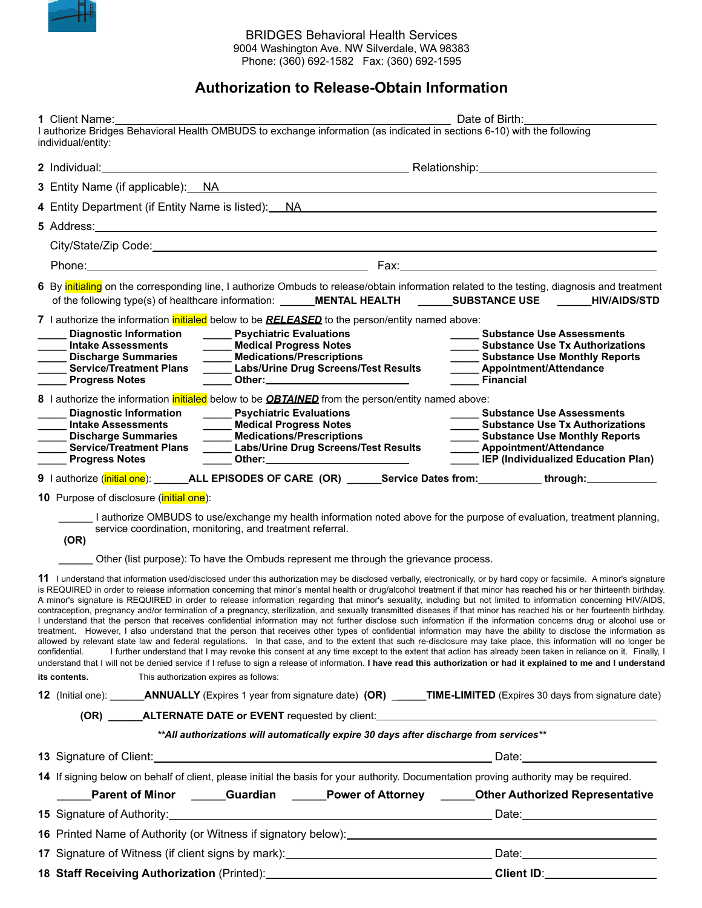BRIDGES Behavioral Health Services
9004 Washington Ave. NW Silverdale, WA 98383
Phone: (360) 692-1582 Fax: (360) 692-1595

# Authorization to Release-Obtain Information

**1** Client Name:_______________________________________________ Date of Birth:_______________

I authorize Bridges Behavioral Health OMBUDS to exchange information (as indicated in sections 6-10) with the following individual/entity:

**2** Individual:_______________________________________ Relationship:_______________________

**3** Entity Name (if applicable): NA

**4** Entity Department (if Entity Name is listed): NA

**5** Address:_______________________________________________________________

City/State/Zip Code:_______________________________________________________

Phone:_______________________________ Fax:___________________________________

**6** By initialing on the corresponding line, I authorize Ombuds to release/obtain information related to the testing, diagnosis and treatment of the following type(s) of healthcare information: ______**MENTAL HEALTH** ______**SUBSTANCE USE** ______**HIV/AIDS/STD**

**7** I authorize the information initialed below to be ***RELEASED*** to the person/entity named above:

_____ **Diagnostic Information**
_____ **Intake Assessments**
_____ **Discharge Summaries**
_____ **Service/Treatment Plans**
_____ **Progress Notes**
_____ **Psychiatric Evaluations**
_____ **Medical Progress Notes**
_____ **Medications/Prescriptions**
_____ **Labs/Urine Drug Screens/Test Results**
_____ **Other:**____________________
_____ **Substance Use Assessments**
_____ **Substance Use Tx Authorizations**
_____ **Substance Use Monthly Reports**
_____ **Appointment/Attendance**
_____ **Financial**

**8** I authorize the information initialed below to be ***OBTAINED*** from the person/entity named above:

_____ **Diagnostic Information**
_____ **Intake Assessments**
_____ **Discharge Summaries**
_____ **Service/Treatment Plans**
_____ **Progress Notes**
_____ **Psychiatric Evaluations**
_____ **Medical Progress Notes**
_____ **Medications/Prescriptions**
_____ **Labs/Urine Drug Screens/Test Results**
_____ **Other:**____________________
_____ **Substance Use Assessments**
_____ **Substance Use Tx Authorizations**
_____ **Substance Use Monthly Reports**
_____ **Appointment/Attendance**
_____ **IEP (Individualized Education Plan)**

**9** I authorize (initial one): ______**ALL EPISODES OF CARE (OR)** ______**Service Dates from:**___________ **through:**____________

**10** Purpose of disclosure (initial one):

______ I authorize OMBUDS to use/exchange my health information noted above for the purpose of evaluation, treatment planning, service coordination, monitoring, and treatment referral.

**(OR)**

______ Other (list purpose): To have the Ombuds represent me through the grievance process.

**11** I understand that information used/disclosed under this authorization may be disclosed verbally, electronically, or by hard copy or facsimile. A minor's signature is REQUIRED in order to release information concerning that minor's mental health or drug/alcohol treatment if that minor has reached his or her thirteenth birthday. A minor's signature is REQUIRED in order to release information regarding that minor's sexuality, including but not limited to information concerning HIV/AIDS, contraception, pregnancy and/or termination of a pregnancy, sterilization, and sexually transmitted diseases if that minor has reached his or her fourteenth birthday. I understand that the person that receives confidential information may not further disclose such information if the information concerns drug or alcohol use or treatment. However, I also understand that the person that receives other types of confidential information may have the ability to disclose the information as allowed by relevant state law and federal regulations. In that case, and to the extent that such re-disclosure may take place, this information will no longer be confidential. I further understand that I may revoke this consent at any time except to the extent that action has already been taken in reliance on it. Finally, I understand that I will not be denied service if I refuse to sign a release of information. **I have read this authorization or had it explained to me and I understand its contents.** This authorization expires as follows:

**12** (Initial one): ______**ANNUALLY** (Expires 1 year from signature date) **(OR)** ______**TIME-LIMITED** (Expires 30 days from signature date)

**(OR)** ______**ALTERNATE DATE or EVENT** requested by client:_______________________________

***\*\*All authorizations will automatically expire 30 days after discharge from services\*\****

**13** Signature of Client:_______________________________________ Date:_______________

**14** If signing below on behalf of client, please initial the basis for your authority. Documentation proving authority may be required.

______**Parent of Minor** ______**Guardian** ______**Power of Attorney** ______**Other Authorized Representative**

**15** Signature of Authority:_______________________________________ Date:_______________

**16** Printed Name of Authority (or Witness if signatory below):_______________________________

**17** Signature of Witness (if client signs by mark):_______________________ Date:_______________

**18** **Staff Receiving Authorization** (Printed):_______________________ **Client ID**:_______________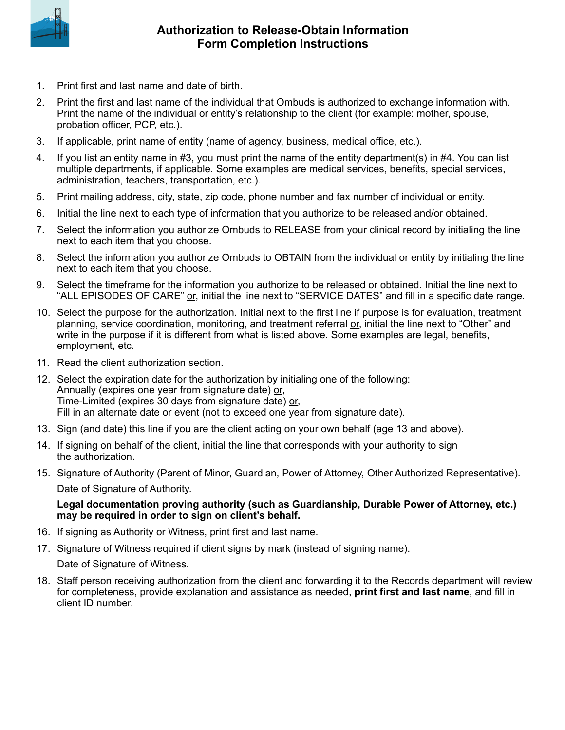# Authorization to Release-Obtain Information
# Form Completion Instructions

1. Print first and last name and date of birth.
2. Print the first and last name of the individual that Ombuds is authorized to exchange information with. Print the name of the individual or entity's relationship to the client (for example: mother, spouse, probation officer, PCP, etc.).
3. If applicable, print name of entity (name of agency, business, medical office, etc.).
4. If you list an entity name in #3, you must print the name of the entity department(s) in #4. You can list multiple departments, if applicable. Some examples are medical services, benefits, special services, administration, teachers, transportation, etc.).
5. Print mailing address, city, state, zip code, phone number and fax number of individual or entity.
6. Initial the line next to each type of information that you authorize to be released and/or obtained.
7. Select the information you authorize Ombuds to RELEASE from your clinical record by initialing the line next to each item that you choose.
8. Select the information you authorize Ombuds to OBTAIN from the individual or entity by initialing the line next to each item that you choose.
9. Select the timeframe for the information you authorize to be released or obtained. Initial the line next to "ALL EPISODES OF CARE" or, initial the line next to "SERVICE DATES" and fill in a specific date range.
10. Select the purpose for the authorization. Initial next to the first line if purpose is for evaluation, treatment planning, service coordination, monitoring, and treatment referral or, initial the line next to "Other" and write in the purpose if it is different from what is listed above. Some examples are legal, benefits, employment, etc.
11. Read the client authorization section.
12. Select the expiration date for the authorization by initialing one of the following:
    Annually (expires one year from signature date) or,
    Time-Limited (expires 30 days from signature date) or,
    Fill in an alternate date or event (not to exceed one year from signature date).
13. Sign (and date) this line if you are the client acting on your own behalf (age 13 and above).
14. If signing on behalf of the client, initial the line that corresponds with your authority to sign the authorization.
15. Signature of Authority (Parent of Minor, Guardian, Power of Attorney, Other Authorized Representative).

    Date of Signature of Authority.

    **Legal documentation proving authority (such as Guardianship, Durable Power of Attorney, etc.) may be required in order to sign on client's behalf.**
16. If signing as Authority or Witness, print first and last name.
17. Signature of Witness required if client signs by mark (instead of signing name).

    Date of Signature of Witness.
18. Staff person receiving authorization from the client and forwarding it to the Records department will review for completeness, provide explanation and assistance as needed, **print first and last name**, and fill in client ID number.